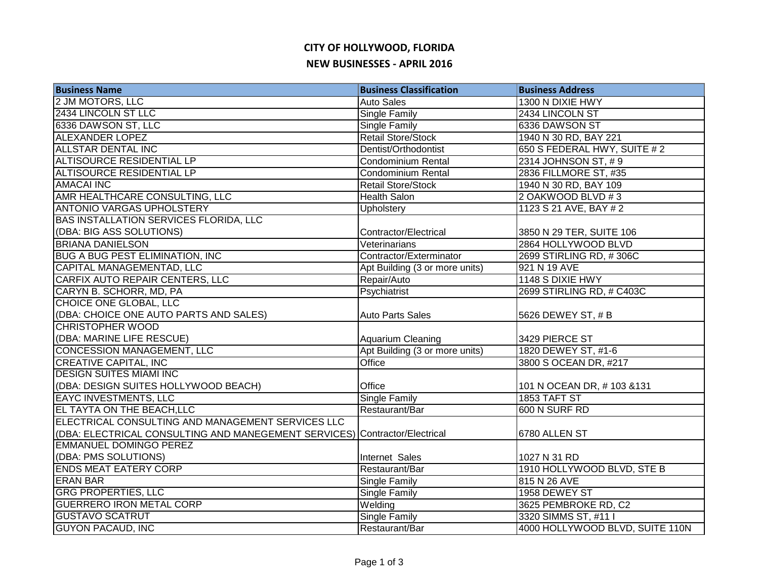# CITY OF HOLLYWOOD, FLORIDA

## NEW BUSINESSES - APRIL 2016

| Business Name | Business Classification | Business Address |
|---|---|---|
| 2 JM MOTORS, LLC | Auto Sales | 1300 N DIXIE HWY |
| 2434 LINCOLN ST LLC | Single Family | 2434 LINCOLN ST |
| 6336 DAWSON ST, LLC | Single Family | 6336 DAWSON ST |
| ALEXANDER LOPEZ | Retail Store/Stock | 1940 N 30 RD, BAY 221 |
| ALLSTAR DENTAL INC | Dentist/Orthodontist | 650 S FEDERAL HWY, SUITE # 2 |
| ALTISOURCE RESIDENTIAL LP | Condominium Rental | 2314 JOHNSON ST, # 9 |
| ALTISOURCE RESIDENTIAL LP | Condominium Rental | 2836 FILLMORE ST, #35 |
| AMACAI INC | Retail Store/Stock | 1940 N 30 RD, BAY 109 |
| AMR HEALTHCARE CONSULTING, LLC | Health Salon | 2 OAKWOOD BLVD # 3 |
| ANTONIO VARGAS UPHOLSTERY | Upholstery | 1123 S 21 AVE, BAY # 2 |
| BAS INSTALLATION SERVICES FLORIDA, LLC (DBA: BIG ASS SOLUTIONS) | Contractor/Electrical | 3850 N 29 TER, SUITE 106 |
| BRIANA DANIELSON | Veterinarians | 2864 HOLLYWOOD BLVD |
| BUG A BUG PEST ELIMINATION, INC | Contractor/Exterminator | 2699 STIRLING RD, # 306C |
| CAPITAL MANAGEMENTAD, LLC | Apt Building (3 or more units) | 921 N 19 AVE |
| CARFIX AUTO REPAIR CENTERS, LLC | Repair/Auto | 1148 S DIXIE HWY |
| CARYN B. SCHORR, MD, PA | Psychiatrist | 2699 STIRLING RD, # C403C |
| CHOICE ONE GLOBAL, LLC (DBA: CHOICE ONE AUTO PARTS AND SALES) | Auto Parts Sales | 5626 DEWEY ST, # B |
| CHRISTOPHER WOOD (DBA: MARINE LIFE RESCUE) | Aquarium Cleaning | 3429 PIERCE ST |
| CONCESSION MANAGEMENT, LLC | Apt Building (3 or more units) | 1820 DEWEY ST, #1-6 |
| CREATIVE CAPITAL, INC | Office | 3800 S OCEAN DR, #217 |
| DESIGN SUITES MIAMI INC (DBA: DESIGN SUITES HOLLYWOOD BEACH) | Office | 101 N OCEAN DR, # 103 &131 |
| EAYC INVESTMENTS, LLC | Single Family | 1853 TAFT ST |
| EL TAYTA ON THE BEACH,LLC | Restaurant/Bar | 600 N SURF RD |
| ELECTRICAL CONSULTING AND MANAGEMENT SERVICES LLC (DBA: ELECTRICAL CONSULTING AND MANEGEMENT SERVICES) | Contractor/Electrical | 6780 ALLEN ST |
| EMMANUEL DOMINGO PEREZ (DBA: PMS SOLUTIONS) | Internet Sales | 1027 N 31 RD |
| ENDS MEAT EATERY CORP | Restaurant/Bar | 1910 HOLLYWOOD BLVD, STE B |
| ERAN BAR | Single Family | 815 N 26 AVE |
| GRG PROPERTIES, LLC | Single Family | 1958 DEWEY ST |
| GUERRERO IRON METAL CORP | Welding | 3625 PEMBROKE RD, C2 |
| GUSTAVO SCATRUT | Single Family | 3320 SIMMS ST, #11 I |
| GUYON PACAUD, INC | Restaurant/Bar | 4000 HOLLYWOOD BLVD, SUITE 110N |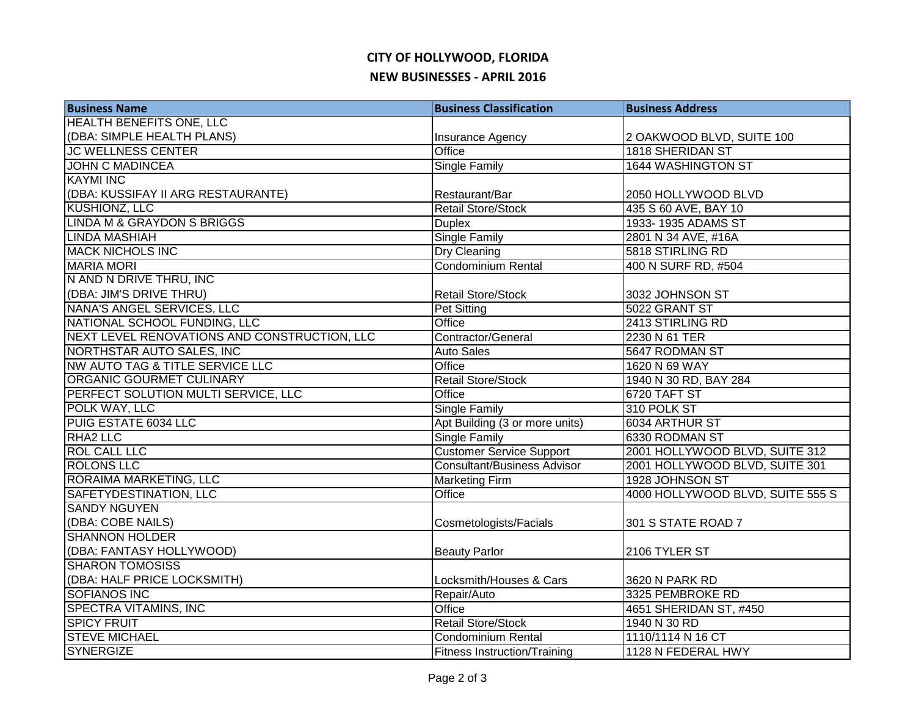# CITY OF HOLLYWOOD, FLORIDA

## NEW BUSINESSES - APRIL 2016

| Business Name | Business Classification | Business Address |
|---|---|---|
| HEALTH BENEFITS ONE, LLC (DBA: SIMPLE HEALTH PLANS) | Insurance Agency | 2 OAKWOOD BLVD, SUITE 100 |
| JC WELLNESS CENTER | Office | 1818 SHERIDAN ST |
| JOHN C MADINCEA | Single Family | 1644 WASHINGTON ST |
| KAYMI INC (DBA: KUSSIFAY II ARG RESTAURANTE) | Restaurant/Bar | 2050 HOLLYWOOD BLVD |
| KUSHIONZ, LLC | Retail Store/Stock | 435 S 60 AVE, BAY 10 |
| LINDA M & GRAYDON S BRIGGS | Duplex | 1933- 1935 ADAMS ST |
| LINDA MASHIAH | Single Family | 2801 N 34 AVE, #16A |
| MACK NICHOLS INC | Dry Cleaning | 5818 STIRLING RD |
| MARIA MORI | Condominium Rental | 400 N SURF RD, #504 |
| N AND N DRIVE THRU, INC (DBA: JIM'S DRIVE THRU) | Retail Store/Stock | 3032 JOHNSON ST |
| NANA'S ANGEL SERVICES, LLC | Pet Sitting | 5022 GRANT ST |
| NATIONAL SCHOOL FUNDING, LLC | Office | 2413 STIRLING RD |
| NEXT LEVEL RENOVATIONS AND CONSTRUCTION, LLC | Contractor/General | 2230 N 61 TER |
| NORTHSTAR AUTO SALES, INC | Auto Sales | 5647 RODMAN ST |
| NW AUTO TAG & TITLE SERVICE LLC | Office | 1620 N 69 WAY |
| ORGANIC GOURMET CULINARY | Retail Store/Stock | 1940 N 30 RD, BAY 284 |
| PERFECT SOLUTION MULTI SERVICE, LLC | Office | 6720 TAFT ST |
| POLK WAY, LLC | Single Family | 310 POLK ST |
| PUIG ESTATE 6034 LLC | Apt Building (3 or more units) | 6034 ARTHUR ST |
| RHA2 LLC | Single Family | 6330 RODMAN ST |
| ROL CALL LLC | Customer Service Support | 2001 HOLLYWOOD BLVD, SUITE 312 |
| ROLONS LLC | Consultant/Business Advisor | 2001 HOLLYWOOD BLVD, SUITE 301 |
| RORAIMA MARKETING, LLC | Marketing Firm | 1928 JOHNSON ST |
| SAFETYDESTINATION, LLC | Office | 4000 HOLLYWOOD BLVD, SUITE 555 S |
| SANDY NGUYEN (DBA: COBE NAILS) | Cosmetologists/Facials | 301 S STATE ROAD 7 |
| SHANNON HOLDER (DBA: FANTASY HOLLYWOOD) | Beauty Parlor | 2106 TYLER ST |
| SHARON TOMOSISS (DBA: HALF PRICE LOCKSMITH) | Locksmith/Houses & Cars | 3620 N PARK RD |
| SOFIANOS INC | Repair/Auto | 3325 PEMBROKE RD |
| SPECTRA VITAMINS, INC | Office | 4651 SHERIDAN ST, #450 |
| SPICY FRUIT | Retail Store/Stock | 1940 N 30 RD |
| STEVE MICHAEL | Condominium Rental | 1110/1114 N 16 CT |
| SYNERGIZE | Fitness Instruction/Training | 1128 N FEDERAL HWY |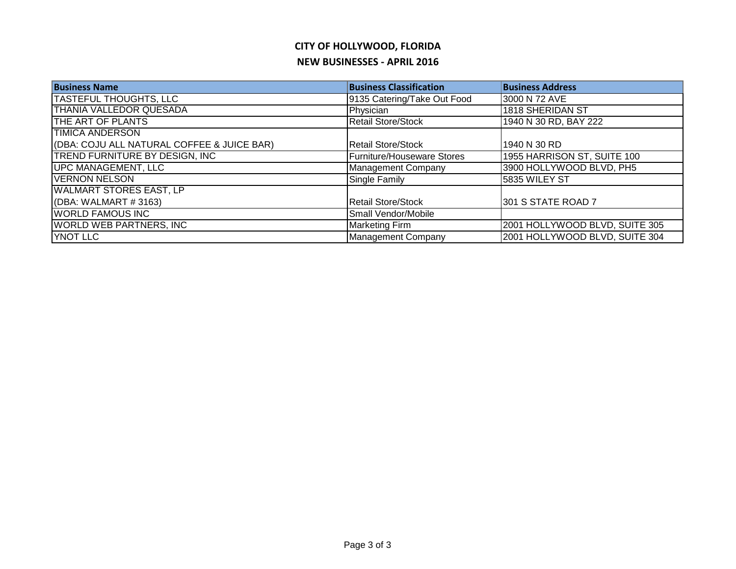# CITY OF HOLLYWOOD, FLORIDA

## NEW BUSINESSES - APRIL 2016

| Business Name | Business Classification | Business Address |
|---|---|---|
| TASTEFUL THOUGHTS, LLC | 9135 Catering/Take Out Food | 3000 N 72 AVE |
| THANIA VALLEDOR QUESADA | Physician | 1818 SHERIDAN ST |
| THE ART OF PLANTS | Retail Store/Stock | 1940 N 30 RD, BAY 222 |
| TIMICA ANDERSON (DBA: COJU ALL NATURAL COFFEE & JUICE BAR) | Retail Store/Stock | 1940 N 30 RD |
| TREND FURNITURE BY DESIGN, INC | Furniture/Houseware Stores | 1955 HARRISON ST, SUITE 100 |
| UPC MANAGEMENT, LLC | Management Company | 3900 HOLLYWOOD BLVD, PH5 |
| VERNON NELSON | Single Family | 5835 WILEY ST |
| WALMART STORES EAST, LP (DBA: WALMART # 3163) | Retail Store/Stock | 301 S STATE ROAD 7 |
| WORLD FAMOUS INC | Small Vendor/Mobile | |
| WORLD WEB PARTNERS, INC | Marketing Firm | 2001 HOLLYWOOD BLVD, SUITE 305 |
| YNOT LLC | Management Company | 2001 HOLLYWOOD BLVD, SUITE 304 |